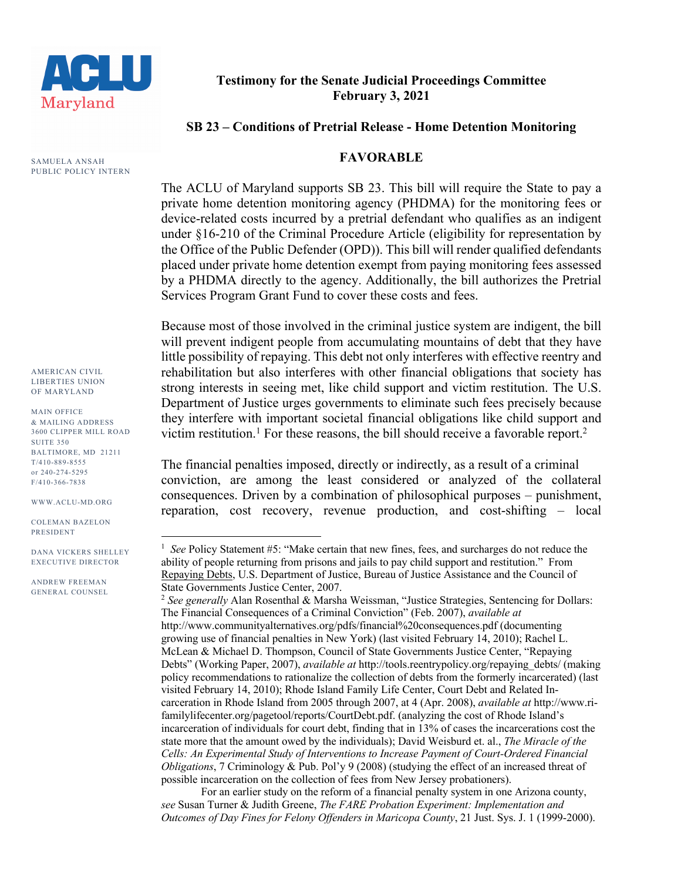ACLU Maryland

SAMUELA ANSAH
PUBLIC POLICY INTERN

**Testimony for the Senate Judicial Proceedings Committee**
**February 3, 2021**

**SB 23 – Conditions of Pretrial Release - Home Detention Monitoring**

**FAVORABLE**

The ACLU of Maryland supports SB 23. This bill will require the State to pay a private home detention monitoring agency (PHDMA) for the monitoring fees or device-related costs incurred by a pretrial defendant who qualifies as an indigent under §16-210 of the Criminal Procedure Article (eligibility for representation by the Office of the Public Defender (OPD)). This bill will render qualified defendants placed under private home detention exempt from paying monitoring fees assessed by a PHDMA directly to the agency. Additionally, the bill authorizes the Pretrial Services Program Grant Fund to cover these costs and fees.

Because most of those involved in the criminal justice system are indigent, the bill will prevent indigent people from accumulating mountains of debt that they have little possibility of repaying. This debt not only interferes with effective reentry and rehabilitation but also interferes with other financial obligations that society has strong interests in seeing met, like child support and victim restitution. The U.S. Department of Justice urges governments to eliminate such fees precisely because they interfere with important societal financial obligations like child support and victim restitution.[1] For these reasons, the bill should receive a favorable report.[2]

The financial penalties imposed, directly or indirectly, as a result of a criminal conviction, are among the least considered or analyzed of the collateral consequences. Driven by a combination of philosophical purposes – punishment, reparation, cost recovery, revenue production, and cost-shifting – local

AMERICAN CIVIL LIBERTIES UNION OF MARYLAND

MAIN OFFICE & MAILING ADDRESS
3600 CLIPPER MILL ROAD
SUITE 350
BALTIMORE, MD 21211
T/410-889-8555
or 240-274-5295
F/410-366-7838

WWW.ACLU-MD.ORG

COLEMAN BAZELON
PRESIDENT

DANA VICKERS SHELLEY
EXECUTIVE DIRECTOR

ANDREW FREEMAN
GENERAL COUNSEL

---

[1] *See* Policy Statement #5: "Make certain that new fines, fees, and surcharges do not reduce the ability of people returning from prisons and jails to pay child support and restitution." From Repaying Debts, U.S. Department of Justice, Bureau of Justice Assistance and the Council of State Governments Justice Center, 2007.

[2] *See generally* Alan Rosenthal & Marsha Weissman, "Justice Strategies, Sentencing for Dollars: The Financial Consequences of a Criminal Conviction" (Feb. 2007), *available at* http://www.communityalternatives.org/pdfs/financial%20consequences.pdf (documenting growing use of financial penalties in New York) (last visited February 14, 2010); Rachel L. McLean & Michael D. Thompson, Council of State Governments Justice Center, "Repaying Debts" (Working Paper, 2007), *available at* http://tools.reentrypolicy.org/repaying_debts/ (making policy recommendations to rationalize the collection of debts from the formerly incarcerated) (last visited February 14, 2010); Rhode Island Family Life Center, Court Debt and Related Incarceration in Rhode Island from 2005 through 2007, at 4 (Apr. 2008), *available at* http://www.ri-familylifecenter.org/pagetool/reports/CourtDebt.pdf. (analyzing the cost of Rhode Island's incarceration of individuals for court debt, finding that in 13% of cases the incarcerations cost the state more that the amount owed by the individuals); David Weisburd et. al., *The Miracle of the Cells: An Experimental Study of Interventions to Increase Payment of Court-Ordered Financial Obligations*, 7 Criminology & Pub. Pol'y 9 (2008) (studying the effect of an increased threat of possible incarceration on the collection of fees from New Jersey probationers).

For an earlier study on the reform of a financial penalty system in one Arizona county, *see* Susan Turner & Judith Greene, *The FARE Probation Experiment: Implementation and Outcomes of Day Fines for Felony Offenders in Maricopa County*, 21 Just. Sys. J. 1 (1999-2000).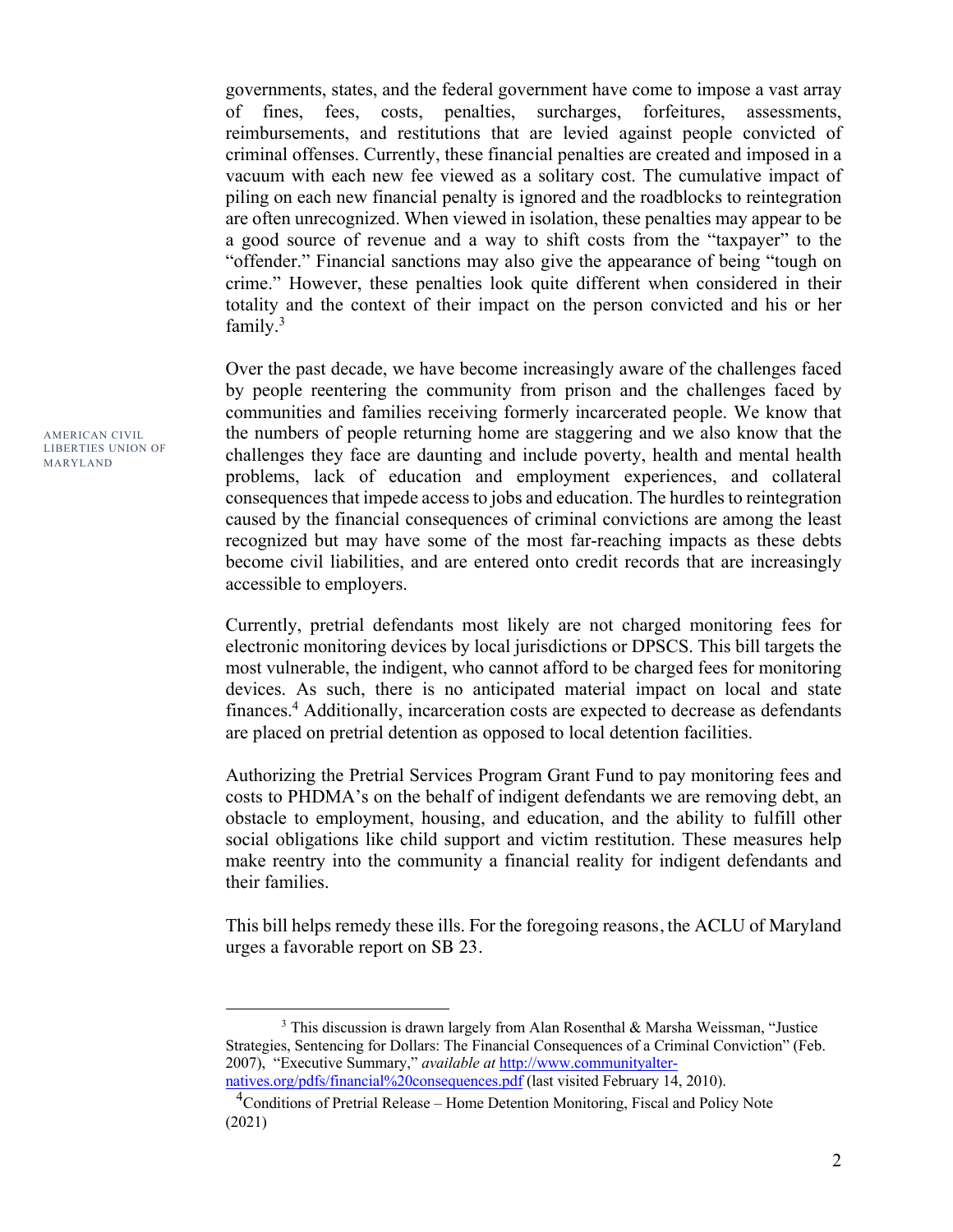governments, states, and the federal government have come to impose a vast array of fines, fees, costs, penalties, surcharges, forfeitures, assessments, reimbursements, and restitutions that are levied against people convicted of criminal offenses. Currently, these financial penalties are created and imposed in a vacuum with each new fee viewed as a solitary cost. The cumulative impact of piling on each new financial penalty is ignored and the roadblocks to reintegration are often unrecognized. When viewed in isolation, these penalties may appear to be a good source of revenue and a way to shift costs from the "taxpayer" to the "offender." Financial sanctions may also give the appearance of being "tough on crime." However, these penalties look quite different when considered in their totality and the context of their impact on the person convicted and his or her family.[3]

Over the past decade, we have become increasingly aware of the challenges faced by people reentering the community from prison and the challenges faced by communities and families receiving formerly incarcerated people. We know that the numbers of people returning home are staggering and we also know that the challenges they face are daunting and include poverty, health and mental health problems, lack of education and employment experiences, and collateral consequences that impede access to jobs and education. The hurdles to reintegration caused by the financial consequences of criminal convictions are among the least recognized but may have some of the most far-reaching impacts as these debts become civil liabilities, and are entered onto credit records that are increasingly accessible to employers.

Currently, pretrial defendants most likely are not charged monitoring fees for electronic monitoring devices by local jurisdictions or DPSCS. This bill targets the most vulnerable, the indigent, who cannot afford to be charged fees for monitoring devices. As such, there is no anticipated material impact on local and state finances.[4] Additionally, incarceration costs are expected to decrease as defendants are placed on pretrial detention as opposed to local detention facilities.

Authorizing the Pretrial Services Program Grant Fund to pay monitoring fees and costs to PHDMA's on the behalf of indigent defendants we are removing debt, an obstacle to employment, housing, and education, and the ability to fulfill other social obligations like child support and victim restitution. These measures help make reentry into the community a financial reality for indigent defendants and their families.

This bill helps remedy these ills. For the foregoing reasons, the ACLU of Maryland urges a favorable report on SB 23.

---

[3] This discussion is drawn largely from Alan Rosenthal & Marsha Weissman, "Justice Strategies, Sentencing for Dollars: The Financial Consequences of a Criminal Conviction" (Feb. 2007), "Executive Summary," *available at* http://www.communityalternatives.org/pdfs/financial%20consequences.pdf (last visited February 14, 2010).

[4] Conditions of Pretrial Release – Home Detention Monitoring, Fiscal and Policy Note (2021)